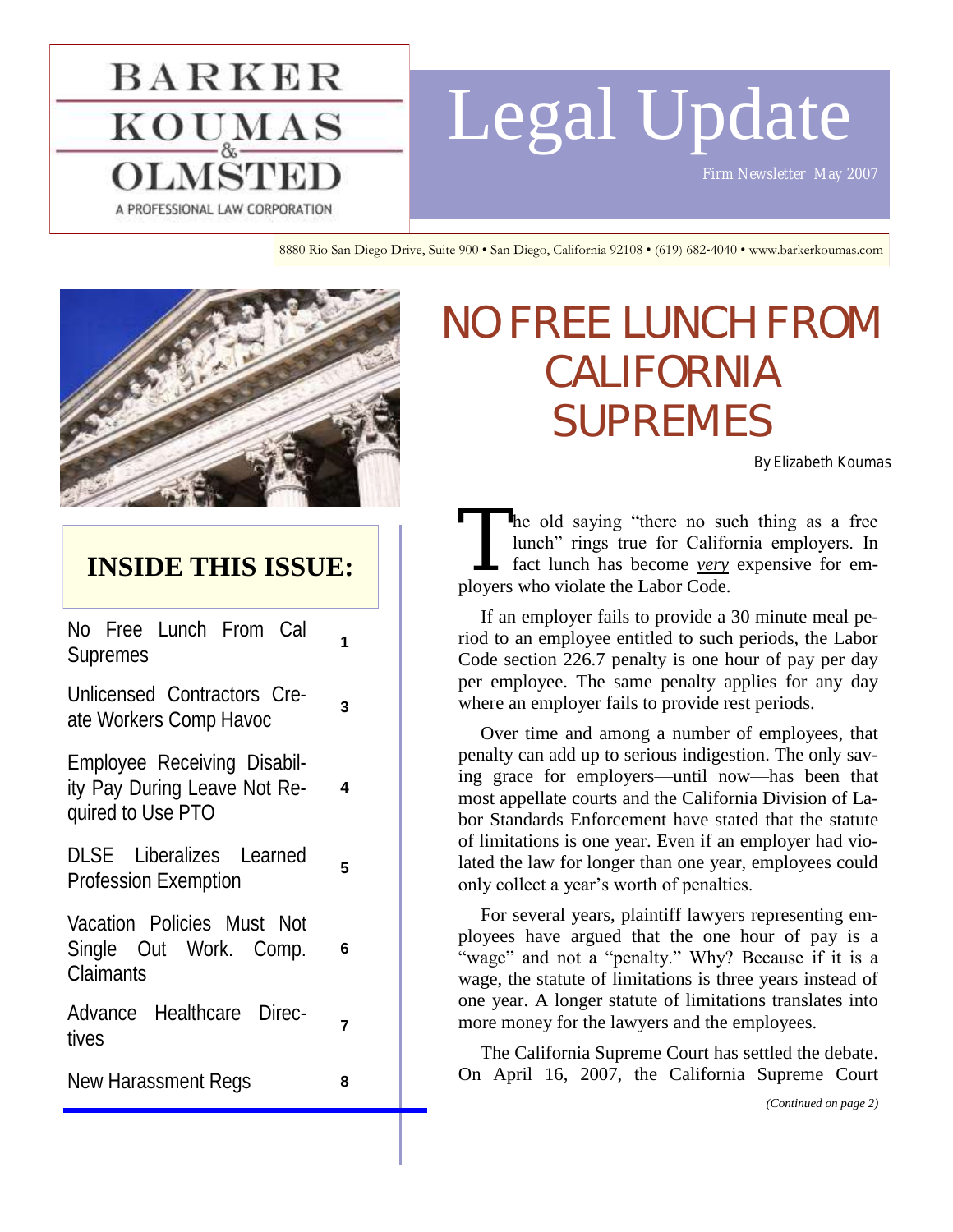BARKER KOUMAS & OLMSTED

A PROFESSIONAL LAW CORPORATION

# Legal Update

*Firm Newsletter May 2007*

8880 Rio San Diego Drive, Suite 900 • San Diego, California 92108 • (619) 682-4040 • www.barkerkoumas.com

## INSIDE THIS ISSUE:

| | |
|---|---|
| No Free Lunch From Cal Supremes | 1 |
| Unlicensed Contractors Create Workers Comp Havoc | 3 |
| Employee Receiving Disability Pay During Leave Not Required to Use PTO | 4 |
| DLSE Liberalizes Learned Profession Exemption | 5 |
| Vacation Policies Must Not Single Out Work. Comp. Claimants | 6 |
| Advance Healthcare Directives | 7 |
| New Harassment Regs | 8 |

# NO FREE LUNCH FROM CALIFORNIA SUPREMES

By Elizabeth Koumas

The old saying "there no such thing as a free lunch" rings true for California employers. In fact lunch has become ***very*** expensive for employers who violate the Labor Code.

If an employer fails to provide a 30 minute meal period to an employee entitled to such periods, the Labor Code section 226.7 penalty is one hour of pay per day per employee. The same penalty applies for any day where an employer fails to provide rest periods.

Over time and among a number of employees, that penalty can add up to serious indigestion. The only saving grace for employers—until now—has been that most appellate courts and the California Division of Labor Standards Enforcement have stated that the statute of limitations is one year. Even if an employer had violated the law for longer than one year, employees could only collect a year's worth of penalties.

For several years, plaintiff lawyers representing employees have argued that the one hour of pay is a "wage" and not a "penalty." Why? Because if it is a wage, the statute of limitations is three years instead of one year. A longer statute of limitations translates into more money for the lawyers and the employees.

The California Supreme Court has settled the debate. On April 16, 2007, the California Supreme Court

*(Continued on page 2)*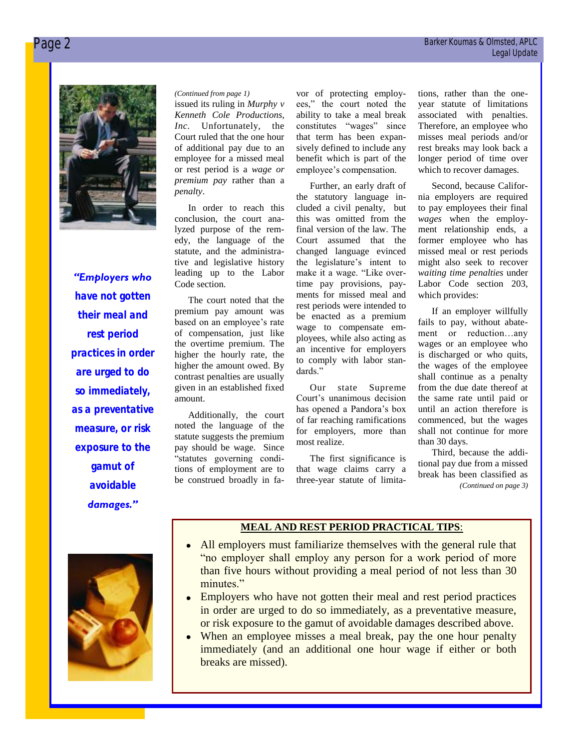*(Continued from page 1)*

issued its ruling in *Murphy v Kenneth Cole Productions, Inc*. Unfortunately, the Court ruled that the one hour of additional pay due to an employee for a missed meal or rest period is a *wage or premium pay* rather than a *penalty*.

In order to reach this conclusion, the court analyzed purpose of the remedy, the language of the statute, and the administrative and legislative history leading up to the Labor Code section.

The court noted that the premium pay amount was based on an employee's rate of compensation, just like the overtime premium. The higher the hourly rate, the higher the amount owed. By contrast penalties are usually given in an established fixed amount.

Additionally, the court noted the language of the statute suggests the premium pay should be wage. Since "statutes governing conditions of employment are to be construed broadly in favor of protecting employees," the court noted the ability to take a meal break constitutes "wages" since that term has been expansively defined to include any benefit which is part of the employee's compensation.

Further, an early draft of the statutory language included a civil penalty, but this was omitted from the final version of the law. The Court assumed that the changed language evinced the legislature's intent to make it a wage. "Like overtime pay provisions, payments for missed meal and rest periods were intended to be enacted as a premium wage to compensate employees, while also acting as an incentive for employers to comply with labor standards."

Our state Supreme Court's unanimous decision has opened a Pandora's box of far reaching ramifications for employers, more than most realize.

The first significance is that wage claims carry a three-year statute of limitations, rather than the one-year statute of limitations associated with penalties. Therefore, an employee who misses meal periods and/or rest breaks may look back a longer period of time over which to recover damages.

Second, because California employers are required to pay employees their final *wages* when the employment relationship ends, a former employee who has missed meal or rest periods might also seek to recover *waiting time penalties* under Labor Code section 203, which provides:

> If an employer willfully fails to pay, without abatement or reduction…any wages or an employee who is discharged or who quits, the wages of the employee shall continue as a penalty from the due date thereof at the same rate until paid or until an action therefore is commenced, but the wages shall not continue for more than 30 days.

Third, because the additional pay due from a missed break has been classified as

*(Continued on page 3)*

***"Employers who have not gotten their meal and rest period practices in order are urged to do so immediately, as a preventative measure, or risk exposure to the gamut of avoidable damages."***

## MEAL AND REST PERIOD PRACTICAL TIPS:

- All employers must familiarize themselves with the general rule that "no employer shall employ any person for a work period of more than five hours without providing a meal period of not less than 30 minutes."
- Employers who have not gotten their meal and rest period practices in order are urged to do so immediately, as a preventative measure, or risk exposure to the gamut of avoidable damages described above.
- When an employee misses a meal break, pay the one hour penalty immediately (and an additional one hour wage if either or both breaks are missed).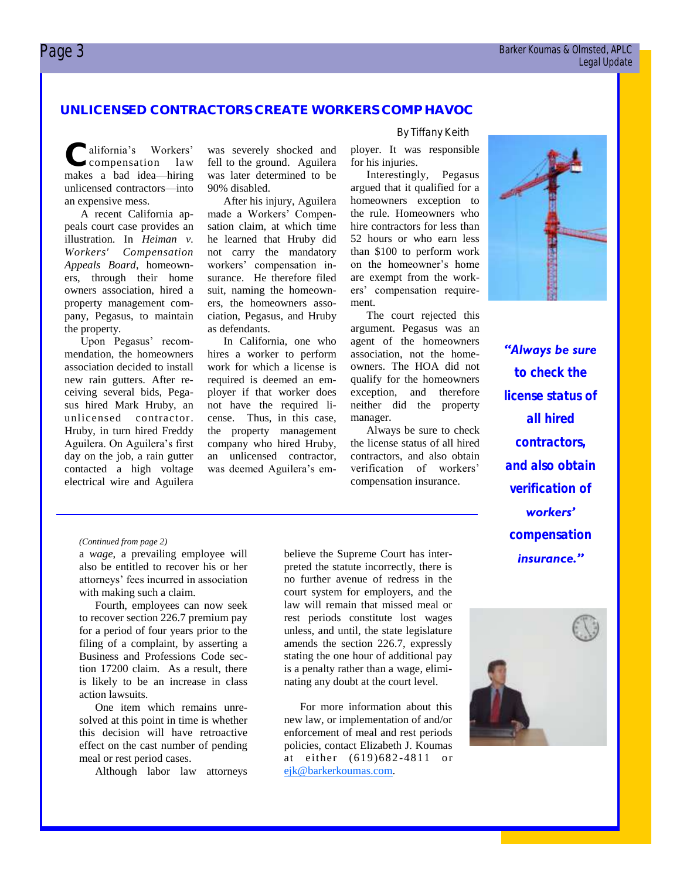## UNLICENSED CONTRACTORS CREATE WORKERS COMP HAVOC

By Tiffany Keith

California's Workers' compensation law makes a bad idea—hiring unlicensed contractors—into an expensive mess.

A recent California appeals court case provides an illustration. In *Heiman v. Workers' Compensation Appeals Board*, homeowners, through their home owners association, hired a property management company, Pegasus, to maintain the property.

Upon Pegasus' recommendation, the homeowners association decided to install new rain gutters. After receiving several bids, Pegasus hired Mark Hruby, an unlicensed contractor. Hruby, in turn hired Freddy Aguilera. On Aguilera's first day on the job, a rain gutter contacted a high voltage electrical wire and Aguilera was severely shocked and fell to the ground. Aguilera was later determined to be 90% disabled.

After his injury, Aguilera made a Workers' Compensation claim, at which time he learned that Hruby did not carry the mandatory workers' compensation insurance. He therefore filed suit, naming the homeowners, the homeowners association, Pegasus, and Hruby as defendants.

In California, one who hires a worker to perform work for which a license is required is deemed an employer if that worker does not have the required license. Thus, in this case, the property management company who hired Hruby, an unlicensed contractor, was deemed Aguilera's employer. It was responsible for his injuries.

Interestingly, Pegasus argued that it qualified for a homeowners exception to the rule. Homeowners who hire contractors for less than 52 hours or who earn less than $100 to perform work on the homeowner's home are exempt from the workers' compensation requirement.

The court rejected this argument. Pegasus was an agent of the homeowners association, not the homeowners. The HOA did not qualify for the homeowners exception, and therefore neither did the property manager.

Always be sure to check the license status of all hired contractors, and also obtain verification of workers' compensation insurance.

***"Always be sure to check the license status of all hired contractors, and also obtain verification of workers' compensation insurance."***

---

*(Continued from page 2)*

a *wage*, a prevailing employee will also be entitled to recover his or her attorneys' fees incurred in association with making such a claim.

Fourth, employees can now seek to recover section 226.7 premium pay for a period of four years prior to the filing of a complaint, by asserting a Business and Professions Code section 17200 claim. As a result, there is likely to be an increase in class action lawsuits.

One item which remains unresolved at this point in time is whether this decision will have retroactive effect on the cast number of pending meal or rest period cases.

Although labor law attorneys believe the Supreme Court has interpreted the statute incorrectly, there is no further avenue of redress in the court system for employers, and the law will remain that missed meal or rest periods constitute lost wages unless, and until, the state legislature amends the section 226.7, expressly stating the one hour of additional pay is a penalty rather than a wage, eliminating any doubt at the court level.

For more information about this new law, or implementation of and/or enforcement of meal and rest periods policies, contact Elizabeth J. Koumas at either (619)682-4811 or ejk@barkerkoumas.com.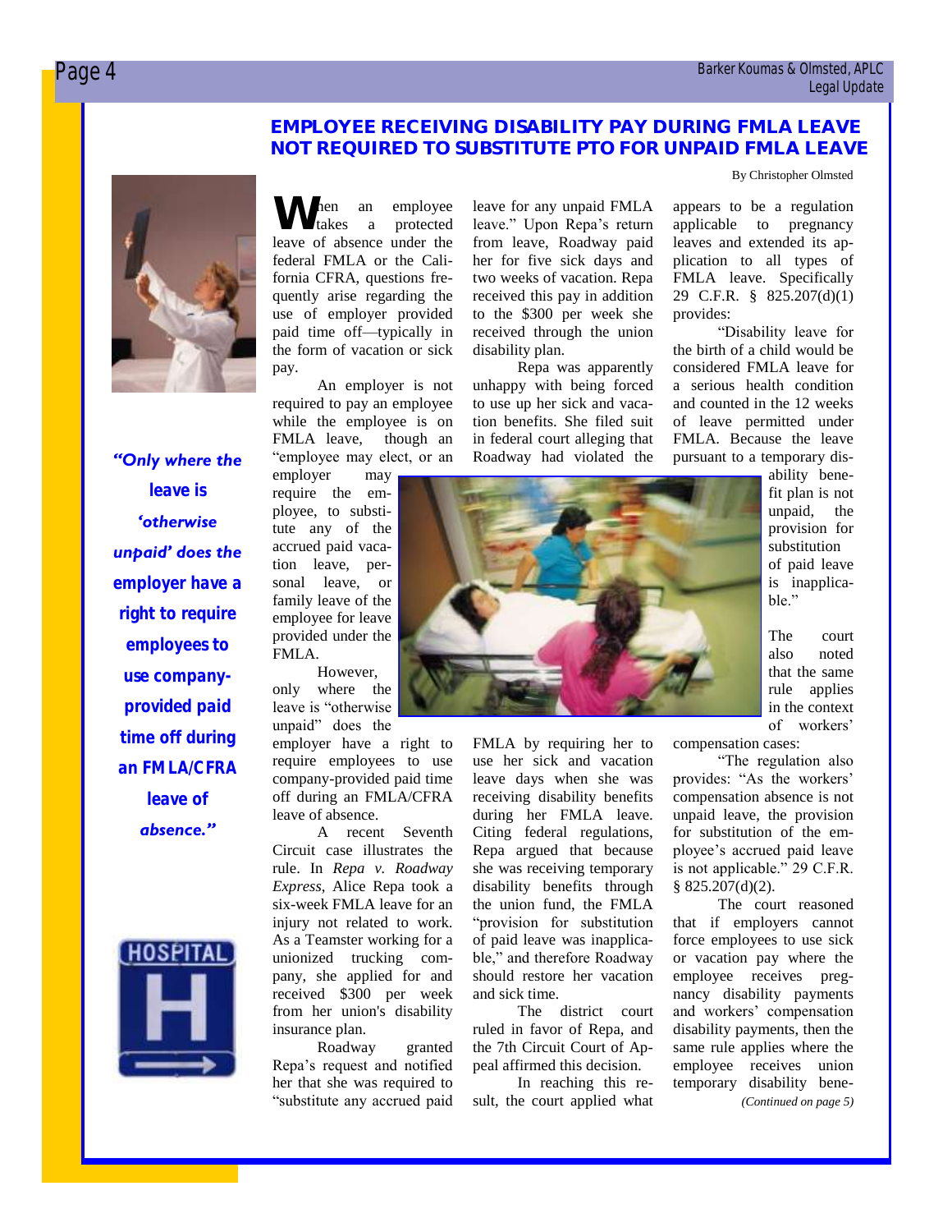## EMPLOYEE RECEIVING DISABILITY PAY DURING FMLA LEAVE NOT REQUIRED TO SUBSTITUTE PTO FOR UNPAID FMLA LEAVE

By Christopher Olmsted

*"Only where the leave is 'otherwise unpaid' does the employer have a right to require employees to use company-provided paid time off during an FMLA/CFRA leave of absence."*

When an employee takes a protected leave of absence under the federal FMLA or the California CFRA, questions frequently arise regarding the use of employer provided paid time off—typically in the form of vacation or sick pay.

An employer is not required to pay an employee while the employee is on FMLA leave, though an "employee may elect, or an employer may require the employee, to substitute any of the accrued paid vacation leave, personal leave, or family leave of the employee for leave provided under the FMLA.

However, only where the leave is "otherwise unpaid" does the employer have a right to require employees to use company-provided paid time off during an FMLA/CFRA leave of absence.

A recent Seventh Circuit case illustrates the rule. In *Repa v. Roadway Express*, Alice Repa took a six-week FMLA leave for an injury not related to work. As a Teamster working for a unionized trucking company, she applied for and received $300 per week from her union's disability insurance plan.

Roadway granted Repa's request and notified her that she was required to "substitute any accrued paid leave for any unpaid FMLA leave." Upon Repa's return from leave, Roadway paid her for five sick days and two weeks of vacation. Repa received this pay in addition to the $300 per week she received through the union disability plan.

Repa was apparently unhappy with being forced to use up her sick and vacation benefits. She filed suit in federal court alleging that Roadway had violated the FMLA by requiring her to use her sick and vacation leave days when she was receiving disability benefits during her FMLA leave. Citing federal regulations, Repa argued that because she was receiving temporary disability benefits through the union fund, the FMLA "provision for substitution of paid leave was inapplicable," and therefore Roadway should restore her vacation and sick time.

The district court ruled in favor of Repa, and the 7th Circuit Court of Appeal affirmed this decision.

In reaching this result, the court applied what appears to be a regulation applicable to pregnancy leaves and extended its application to all types of FMLA leave. Specifically 29 C.F.R. § 825.207(d)(1) provides:

"Disability leave for the birth of a child would be considered FMLA leave for a serious health condition and counted in the 12 weeks of leave permitted under FMLA. Because the leave pursuant to a temporary disability benefit plan is not unpaid, the provision for substitution of paid leave is inapplicable."

The court also noted that the same rule applies in the context of workers' compensation cases:

"The regulation also provides: "As the workers' compensation absence is not unpaid leave, the provision for substitution of the employee's accrued paid leave is not applicable." 29 C.F.R. § 825.207(d)(2).

The court reasoned that if employers cannot force employees to use sick or vacation pay where the employee receives pregnancy disability payments and workers' compensation disability payments, then the same rule applies where the employee receives union temporary disability bene-

*(Continued on page 5)*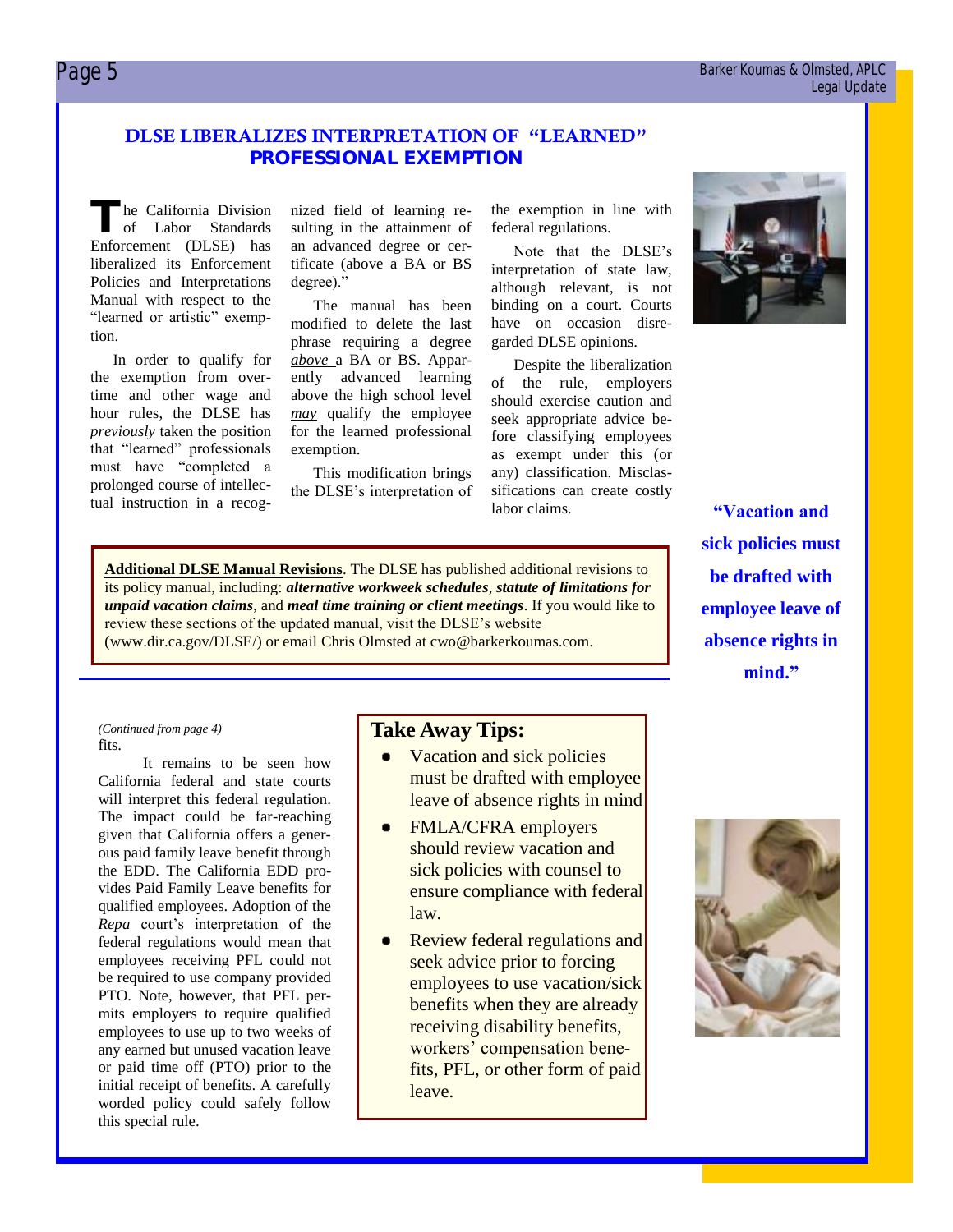## DLSE LIBERALIZES INTERPRETATION OF "LEARNED" PROFESSIONAL EXEMPTION

The California Division of Labor Standards Enforcement (DLSE) has liberalized its Enforcement Policies and Interpretations Manual with respect to the "learned or artistic" exemption.

In order to qualify for the exemption from overtime and other wage and hour rules, the DLSE has *previously* taken the position that "learned" professionals must have "completed a prolonged course of intellectual instruction in a recognized field of learning resulting in the attainment of an advanced degree or certificate (above a BA or BS degree)."

The manual has been modified to delete the last phrase requiring a degree *above* a BA or BS. Apparently advanced learning above the high school level *may* qualify the employee for the learned professional exemption.

This modification brings the DLSE's interpretation of the exemption in line with federal regulations.

Note that the DLSE's interpretation of state law, although relevant, is not binding on a court. Courts have on occasion disregarded DLSE opinions.

Despite the liberalization of the rule, employers should exercise caution and seek appropriate advice before classifying employees as exempt under this (or any) classification. Misclassifications can create costly labor claims.

**Additional DLSE Manual Revisions**. The DLSE has published additional revisions to its policy manual, including: ***alternative workweek schedules***, ***statute of limitations for unpaid vacation claims***, and ***meal time training or client meetings***. If you would like to review these sections of the updated manual, visit the DLSE's website (www.dir.ca.gov/DLSE/) or email Chris Olmsted at cwo@barkerkoumas.com.

**"Vacation and sick policies must be drafted with employee leave of absence rights in mind."**

*(Continued from page 4)*

fits.

It remains to be seen how California federal and state courts will interpret this federal regulation. The impact could be far-reaching given that California offers a generous paid family leave benefit through the EDD. The California EDD provides Paid Family Leave benefits for qualified employees. Adoption of the *Repa* court's interpretation of the federal regulations would mean that employees receiving PFL could not be required to use company provided PTO. Note, however, that PFL permits employers to require qualified employees to use up to two weeks of any earned but unused vacation leave or paid time off (PTO) prior to the initial receipt of benefits. A carefully worded policy could safely follow this special rule.

### Take Away Tips:

- Vacation and sick policies must be drafted with employee leave of absence rights in mind
- FMLA/CFRA employers should review vacation and sick policies with counsel to ensure compliance with federal law.
- Review federal regulations and seek advice prior to forcing employees to use vacation/sick benefits when they are already receiving disability benefits, workers' compensation benefits, PFL, or other form of paid leave.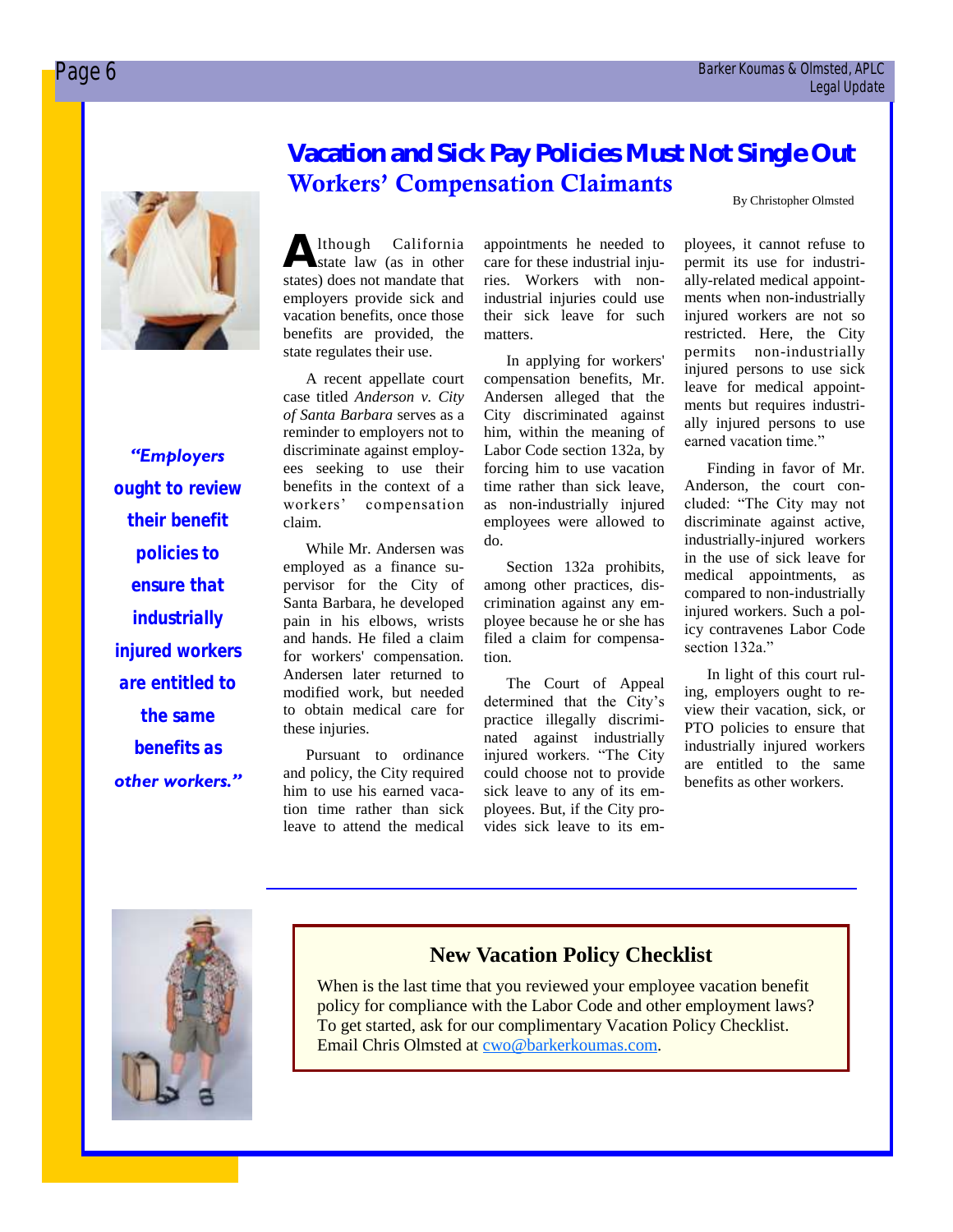# Vacation and Sick Pay Policies Must Not Single Out Workers' Compensation Claimants

By Christopher Olmsted

> *"Employers ought to review their benefit policies to ensure that industrially injured workers are entitled to the same benefits as other workers."*

Although California state law (as in other states) does not mandate that employers provide sick and vacation benefits, once those benefits are provided, the state regulates their use.

A recent appellate court case titled *Anderson v. City of Santa Barbara* serves as a reminder to employers not to discriminate against employees seeking to use their benefits in the context of a workers' compensation claim.

While Mr. Andersen was employed as a finance supervisor for the City of Santa Barbara, he developed pain in his elbows, wrists and hands. He filed a claim for workers' compensation. Andersen later returned to modified work, but needed to obtain medical care for these injuries.

Pursuant to ordinance and policy, the City required him to use his earned vacation time rather than sick leave to attend the medical appointments he needed to care for these industrial injuries. Workers with non-industrial injuries could use their sick leave for such matters.

In applying for workers' compensation benefits, Mr. Andersen alleged that the City discriminated against him, within the meaning of Labor Code section 132a, by forcing him to use vacation time rather than sick leave, as non-industrially injured employees were allowed to do.

Section 132a prohibits, among other practices, discrimination against any employee because he or she has filed a claim for compensation.

The Court of Appeal determined that the City's practice illegally discriminated against industrially injured workers. "The City could choose not to provide sick leave to any of its employees. But, if the City provides sick leave to its employees, it cannot refuse to permit its use for industrially-related medical appointments when non-industrially injured workers are not so restricted. Here, the City permits non-industrially injured persons to use sick leave for medical appointments but requires industrially injured persons to use earned vacation time."

Finding in favor of Mr. Anderson, the court concluded: "The City may not discriminate against active, industrially-injured workers in the use of sick leave for medical appointments, as compared to non-industrially injured workers. Such a policy contravenes Labor Code section 132a."

In light of this court ruling, employers ought to review their vacation, sick, or PTO policies to ensure that industrially injured workers are entitled to the same benefits as other workers.

---

## New Vacation Policy Checklist

When is the last time that you reviewed your employee vacation benefit policy for compliance with the Labor Code and other employment laws? To get started, ask for our complimentary Vacation Policy Checklist. Email Chris Olmsted at cwo@barkerkoumas.com.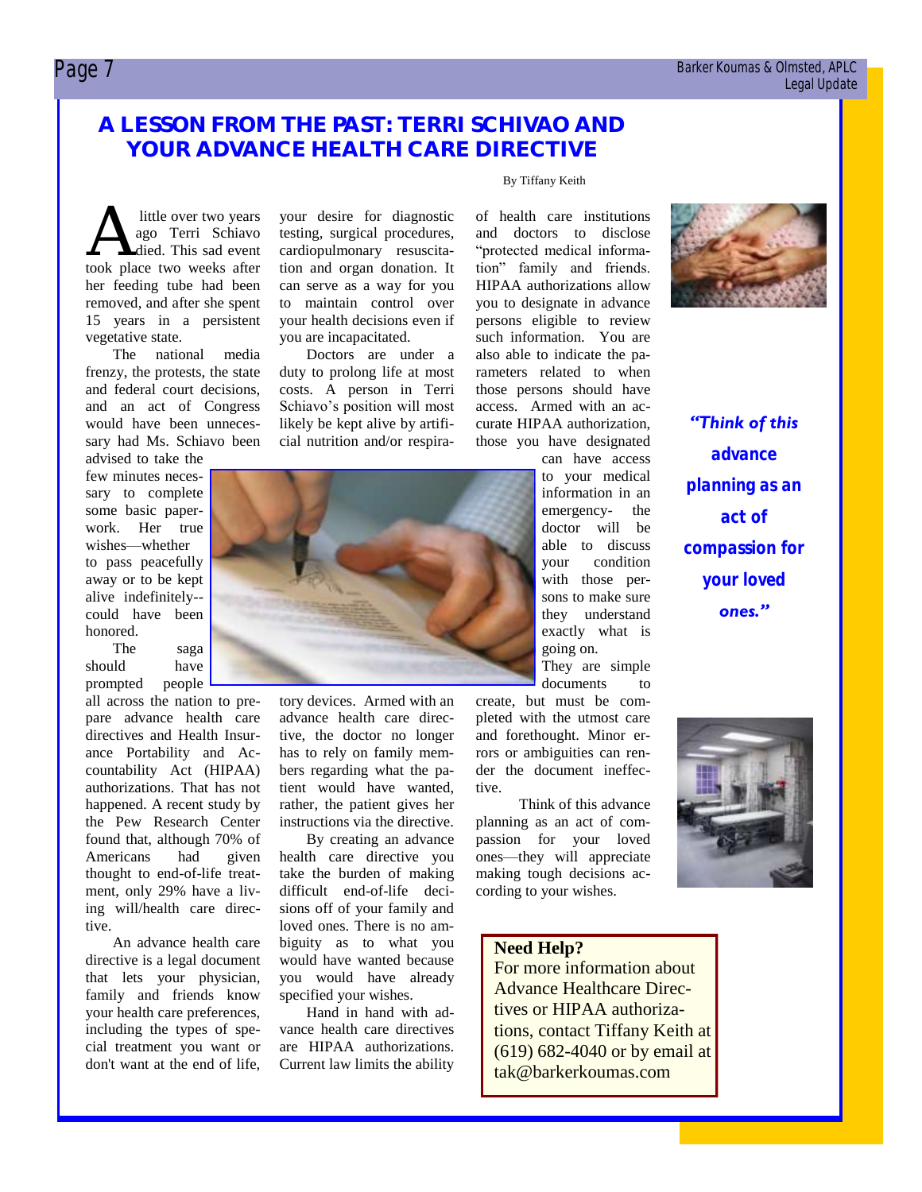# A LESSON FROM THE PAST: TERRI SCHIVAO AND YOUR ADVANCE HEALTH CARE DIRECTIVE

By Tiffany Keith

A little over two years ago Terri Schiavo died. This sad event took place two weeks after her feeding tube had been removed, and after she spent 15 years in a persistent vegetative state.

The national media frenzy, the protests, the state and federal court decisions, and an act of Congress would have been unnecessary had Ms. Schiavo been advised to take the few minutes necessary to complete some basic paperwork. Her true wishes—whether to pass peacefully away or to be kept alive indefinitely--could have been honored.

The saga should have prompted people all across the nation to prepare advance health care directives and Health Insurance Portability and Accountability Act (HIPAA) authorizations. That has not happened. A recent study by the Pew Research Center found that, although 70% of Americans had given thought to end-of-life treatment, only 29% have a living will/health care directive.

An advance health care directive is a legal document that lets your physician, family and friends know your health care preferences, including the types of special treatment you want or don't want at the end of life, your desire for diagnostic testing, surgical procedures, cardiopulmonary resuscitation and organ donation. It can serve as a way for you to maintain control over your health decisions even if you are incapacitated.

Doctors are under a duty to prolong life at most costs. A person in Terri Schiavo's position will most likely be kept alive by artificial nutrition and/or respiratory devices. Armed with an advance health care directive, the doctor no longer has to rely on family members regarding what the patient would have wanted, rather, the patient gives her instructions via the directive.

By creating an advance health care directive you take the burden of making difficult end-of-life decisions off of your family and loved ones. There is no ambiguity as to what you would have wanted because you would have already specified your wishes.

Hand in hand with advance health care directives are HIPAA authorizations. Current law limits the ability of health care institutions and doctors to disclose "protected medical information" family and friends. HIPAA authorizations allow you to designate in advance persons eligible to review such information. You are also able to indicate the parameters related to when those persons should have access. Armed with an accurate HIPAA authorization, those you have designated can have access to your medical information in an emergency- the doctor will be able to discuss your condition with those persons to make sure they understand exactly what is going on.

They are simple documents to create, but must be completed with the utmost care and forethought. Minor errors or ambiguities can render the document ineffective.

Think of this advance planning as an act of compassion for your loved ones—they will appreciate making tough decisions according to your wishes.

*"Think of this advance planning as an act of compassion for your loved ones."*

**Need Help?**
For more information about Advance Healthcare Directives or HIPAA authorizations, contact Tiffany Keith at (619) 682-4040 or by email at tak@barkerkoumas.com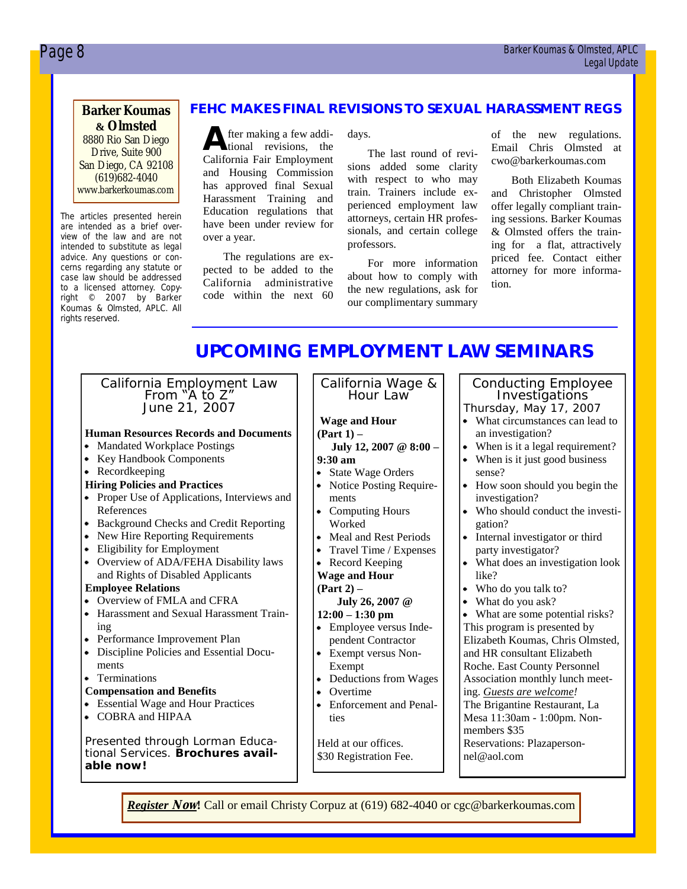**Barker Koumas & Olmsted**
8880 Rio San Diego Drive, Suite 900
San Diego, CA 92108
(619)682-4040
www.barkerkoumas.com

The articles presented herein are intended as a brief overview of the law and are not intended to substitute as legal advice. Any questions or concerns regarding any statute or case law should be addressed to a licensed attorney. Copyright © 2007 by Barker Koumas & Olmsted, APLC. All rights reserved.

## FEHC MAKES FINAL REVISIONS TO SEXUAL HARASSMENT REGS

After making a few additional revisions, the California Fair Employment and Housing Commission has approved final Sexual Harassment Training and Education regulations that have been under review for over a year.

The regulations are expected to be added to the California administrative code within the next 60 days.

The last round of revisions added some clarity with respect to who may train. Trainers include experienced employment law attorneys, certain HR professionals, and certain college professors.

For more information about how to comply with the new regulations, ask for our complimentary summary of the new regulations. Email Chris Olmsted at cwo@barkerkoumas.com

Both Elizabeth Koumas and Christopher Olmsted offer legally compliant training sessions. Barker Koumas & Olmsted offers the training for a flat, attractively priced fee. Contact either attorney for more information.

# UPCOMING EMPLOYMENT LAW SEMINARS

### California Employment Law From "A to Z"
June 21, 2007

**Human Resources Records and Documents**
- Mandated Workplace Postings
- Key Handbook Components
- Recordkeeping

**Hiring Policies and Practices**
- Proper Use of Applications, Interviews and References
- Background Checks and Credit Reporting
- New Hire Reporting Requirements
- Eligibility for Employment
- Overview of ADA/FEHA Disability laws and Rights of Disabled Applicants

**Employee Relations**
- Overview of FMLA and CFRA
- Harassment and Sexual Harassment Training
- Performance Improvement Plan
- Discipline Policies and Essential Documents
- Terminations

**Compensation and Benefits**
- Essential Wage and Hour Practices
- COBRA and HIPAA

Presented through Lorman Educational Services. **Brochures available now!**

### California Wage & Hour Law

**Wage and Hour (Part 1) – July 12, 2007 @ 8:00 – 9:30 am**
- State Wage Orders
- Notice Posting Requirements
- Computing Hours Worked
- Meal and Rest Periods
- Travel Time / Expenses
- Record Keeping

**Wage and Hour (Part 2) – July 26, 2007 @ 12:00 – 1:30 pm**
- Employee versus Independent Contractor
- Exempt versus Non-Exempt
- Deductions from Wages
- Overtime
- Enforcement and Penalties

Held at our offices.
$30 Registration Fee.

### Conducting Employee Investigations
Thursday, May 17, 2007

- What circumstances can lead to an investigation?
- When is it a legal requirement?
- When is it just good business sense?
- How soon should you begin the investigation?
- Who should conduct the investigation?
- Internal investigator or third party investigator?
- What does an investigation look like?
- Who do you talk to?
- What do you ask?
- What are some potential risks?

This program is presented by Elizabeth Koumas, Chris Olmsted, and HR consultant Elizabeth Roche. East County Personnel Association monthly lunch meeting. *Guests are welcome!*
The Brigantine Restaurant, La Mesa 11:30am - 1:00pm. Non-members $35
Reservations: Plazapersonnel@aol.com

***Register Now!*** Call or email Christy Corpuz at (619) 682-4040 or cgc@barkerkoumas.com